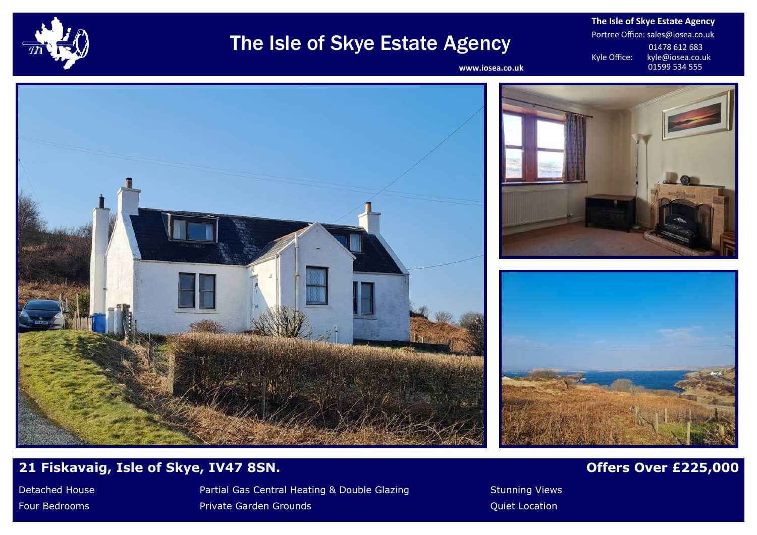# The Isle of Skye Estate Agency

www.iosea.co.uk

**The Isle of Skye Estate Agency**

Portree Office: sales@iosea.co.uk
01478 612 683

Kyle Office: kyle@iosea.co.uk
01599 534 555

## 21 Fiskavaig, Isle of Skye, IV47 8SN.

## Offers Over £225,000

- Detached House
- Four Bedrooms
- Partial Gas Central Heating & Double Glazing
- Private Garden Grounds
- Stunning Views
- Quiet Location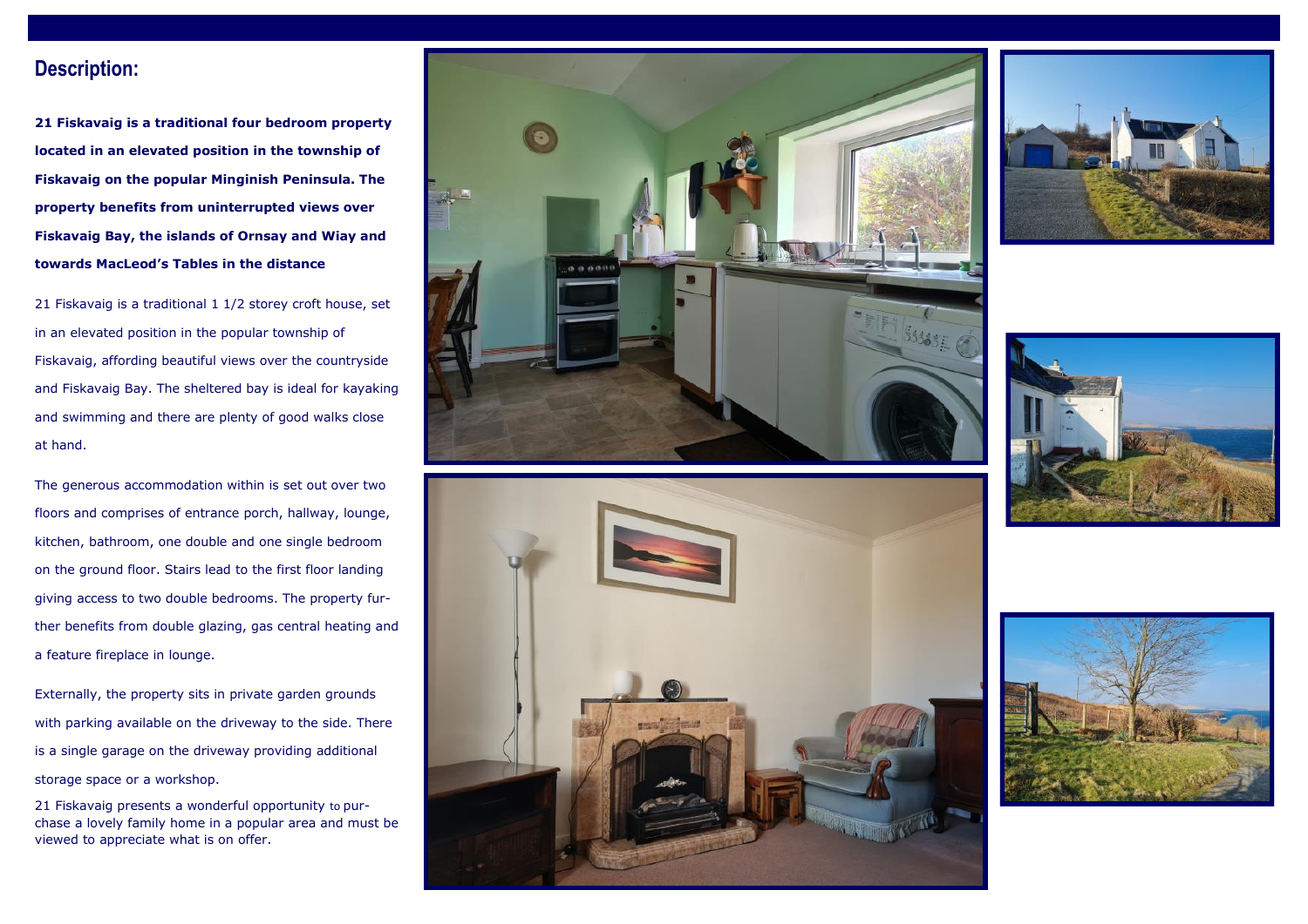## Description:

**21 Fiskavaig is a traditional four bedroom property located in an elevated position in the township of Fiskavaig on the popular Minginish Peninsula. The property benefits from uninterrupted views over Fiskavaig Bay, the islands of Ornsay and Wiay and towards MacLeod's Tables in the distance**

21 Fiskavaig is a traditional 1 1/2 storey croft house, set in an elevated position in the popular township of Fiskavaig, affording beautiful views over the countryside and Fiskavaig Bay. The sheltered bay is ideal for kayaking and swimming and there are plenty of good walks close at hand.

The generous accommodation within is set out over two floors and comprises of entrance porch, hallway, lounge, kitchen, bathroom, one double and one single bedroom on the ground floor. Stairs lead to the first floor landing giving access to two double bedrooms. The property further benefits from double glazing, gas central heating and a feature fireplace in lounge.

Externally, the property sits in private garden grounds with parking available on the driveway to the side. There is a single garage on the driveway providing additional storage space or a workshop.

21 Fiskavaig presents a wonderful opportunity to purchase a lovely family home in a popular area and must be viewed to appreciate what is on offer.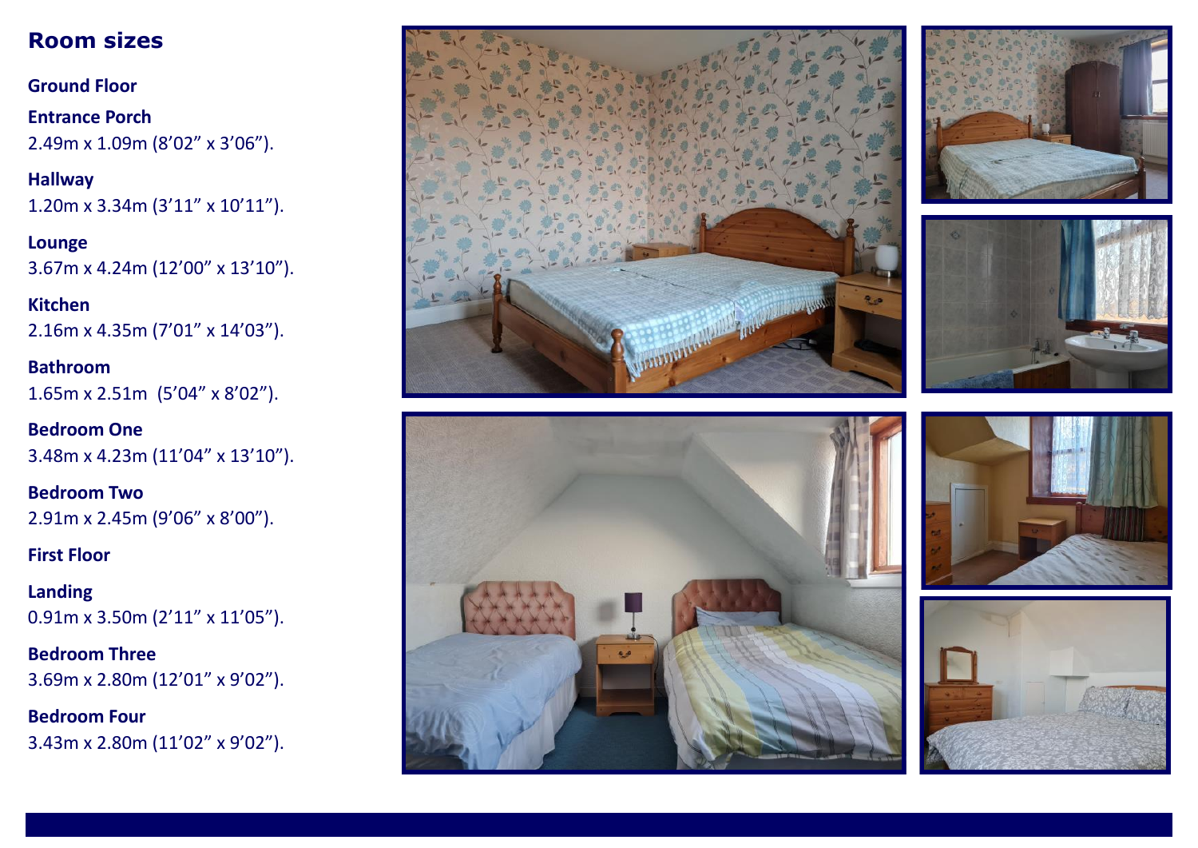## Room sizes

### Ground Floor

**Entrance Porch**
2.49m x 1.09m (8’02” x 3’06”).

**Hallway**
1.20m x 3.34m (3’11” x 10’11”).

**Lounge**
3.67m x 4.24m (12’00” x 13’10”).

**Kitchen**
2.16m x 4.35m (7’01” x 14’03”).

**Bathroom**
1.65m x 2.51m (5’04” x 8’02”).

**Bedroom One**
3.48m x 4.23m (11’04” x 13’10”).

**Bedroom Two**
2.91m x 2.45m (9’06” x 8’00”).

### First Floor

**Landing**
0.91m x 3.50m (2’11” x 11’05”).

**Bedroom Three**
3.69m x 2.80m (12’01” x 9’02”).

**Bedroom Four**
3.43m x 2.80m (11’02” x 9’02”).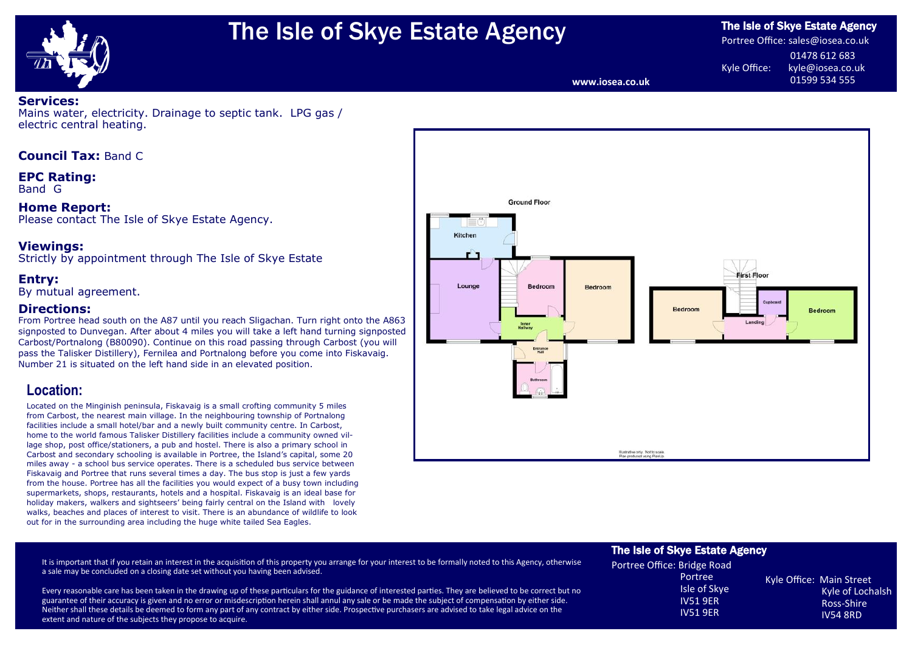# The Isle of Skye Estate Agency

**The Isle of Skye Estate Agency**
Portree Office: sales@iosea.co.uk
01478 612 683
Kyle Office: kyle@iosea.co.uk
01599 534 555

www.iosea.co.uk

**Services:**
Mains water, electricity. Drainage to septic tank. LPG gas / electric central heating.

**Council Tax:** Band C

**EPC Rating:**
Band G

**Home Report:**
Please contact The Isle of Skye Estate Agency.

**Viewings:**
Strictly by appointment through The Isle of Skye Estate

**Entry:**
By mutual agreement.

**Directions:**
From Portree head south on the A87 until you reach Sligachan. Turn right onto the A863 signposted to Dunvegan. After about 4 miles you will take a left hand turning signposted Carbost/Portnalong (B80090). Continue on this road passing through Carbost (you will pass the Talisker Distillery), Fernilea and Portnalong before you come into Fiskavaig. Number 21 is situated on the left hand side in an elevated position.

## Location:

Located on the Minginish peninsula, Fiskavaig is a small crofting community 5 miles from Carbost, the nearest main village. In the neighbouring township of Portnalong facilities include a small hotel/bar and a newly built community centre. In Carbost, home to the world famous Talisker Distillery facilities include a community owned village shop, post office/stationers, a pub and hostel. There is also a primary school in Carbost and secondary schooling is available in Portree, the Island's capital, some 20 miles away - a school bus service operates. There is a scheduled bus service between Fiskavaig and Portree that runs several times a day. The bus stop is just a few yards from the house. Portree has all the facilities you would expect of a busy town including supermarkets, shops, restaurants, hotels and a hospital. Fiskavaig is an ideal base for holiday makers, walkers and sightseers' being fairly central on the Island with lovely walks, beaches and places of interest to visit. There is an abundance of wildlife to look out for in the surrounding area including the huge white tailed Sea Eagles.

Ground Floor
Kitchen
Lounge
Bedroom
Bedroom
Inner Hallway
Entrance Hall
Bathroom

First Floor
Bedroom
Cupboard
Landing
Bedroom

Illustrative only. Not to scale
Plan produced using PlanUp.

It is important that if you retain an interest in the acquisition of this property you arrange for your interest to be formally noted to this Agency, otherwise a sale may be concluded on a closing date set without you having been advised.

Every reasonable care has been taken in the drawing up of these particulars for the guidance of interested parties. They are believed to be correct but no guarantee of their accuracy is given and no error or misdescription herein shall annul any sale or be made the subject of compensation by either side. Neither shall these details be deemed to form any part of any contract by either side. Prospective purchasers are advised to take legal advice on the extent and nature of the subjects they propose to acquire.

**The Isle of Skye Estate Agency**
Portree Office: Bridge Road
Portree
Isle of Skye
IV51 9ER
IV51 9ER

Kyle Office: Main Street
Kyle of Lochalsh
Ross-Shire
IV54 8RD